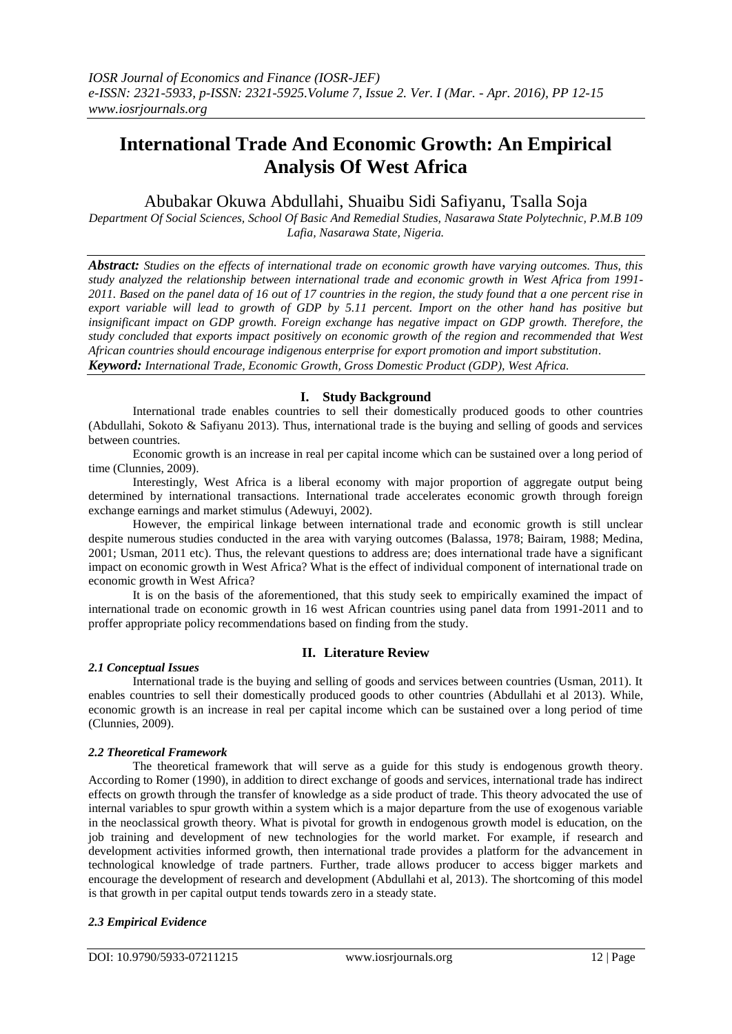# International Trade And Economic Growth: An Empirical Analysis Of West Africa

Abubakar Okuwa Abdullahi, Shuaibu Sidi Safiyanu, Tsalla Soja

*Department Of Social Sciences, School Of Basic And Remedial Studies, Nasarawa State Polytechnic, P.M.B 109 Lafia, Nasarawa State, Nigeria.*

***Abstract:*** *Studies on the effects of international trade on economic growth have varying outcomes. Thus, this study analyzed the relationship between international trade and economic growth in West Africa from 1991-2011. Based on the panel data of 16 out of 17 countries in the region, the study found that a one percent rise in export variable will lead to growth of GDP by 5.11 percent. Import on the other hand has positive but insignificant impact on GDP growth. Foreign exchange has negative impact on GDP growth. Therefore, the study concluded that exports impact positively on economic growth of the region and recommended that West African countries should encourage indigenous enterprise for export promotion and import substitution.*

***Keyword:*** *International Trade, Economic Growth, Gross Domestic Product (GDP), West Africa.*

## I. Study Background

International trade enables countries to sell their domestically produced goods to other countries (Abdullahi, Sokoto & Safiyanu 2013). Thus, international trade is the buying and selling of goods and services between countries.

Economic growth is an increase in real per capital income which can be sustained over a long period of time (Clunnies, 2009).

Interestingly, West Africa is a liberal economy with major proportion of aggregate output being determined by international transactions. International trade accelerates economic growth through foreign exchange earnings and market stimulus (Adewuyi, 2002).

However, the empirical linkage between international trade and economic growth is still unclear despite numerous studies conducted in the area with varying outcomes (Balassa, 1978; Bairam, 1988; Medina, 2001; Usman, 2011 etc). Thus, the relevant questions to address are; does international trade have a significant impact on economic growth in West Africa? What is the effect of individual component of international trade on economic growth in West Africa?

It is on the basis of the aforementioned, that this study seek to empirically examined the impact of international trade on economic growth in 16 west African countries using panel data from 1991-2011 and to proffer appropriate policy recommendations based on finding from the study.

## II. Literature Review

### *2.1 Conceptual Issues*

International trade is the buying and selling of goods and services between countries (Usman, 2011). It enables countries to sell their domestically produced goods to other countries (Abdullahi et al 2013). While, economic growth is an increase in real per capital income which can be sustained over a long period of time (Clunnies, 2009).

### *2.2 Theoretical Framework*

The theoretical framework that will serve as a guide for this study is endogenous growth theory. According to Romer (1990), in addition to direct exchange of goods and services, international trade has indirect effects on growth through the transfer of knowledge as a side product of trade. This theory advocated the use of internal variables to spur growth within a system which is a major departure from the use of exogenous variable in the neoclassical growth theory. What is pivotal for growth in endogenous growth model is education, on the job training and development of new technologies for the world market. For example, if research and development activities informed growth, then international trade provides a platform for the advancement in technological knowledge of trade partners. Further, trade allows producer to access bigger markets and encourage the development of research and development (Abdullahi et al, 2013). The shortcoming of this model is that growth in per capital output tends towards zero in a steady state.

### *2.3 Empirical Evidence*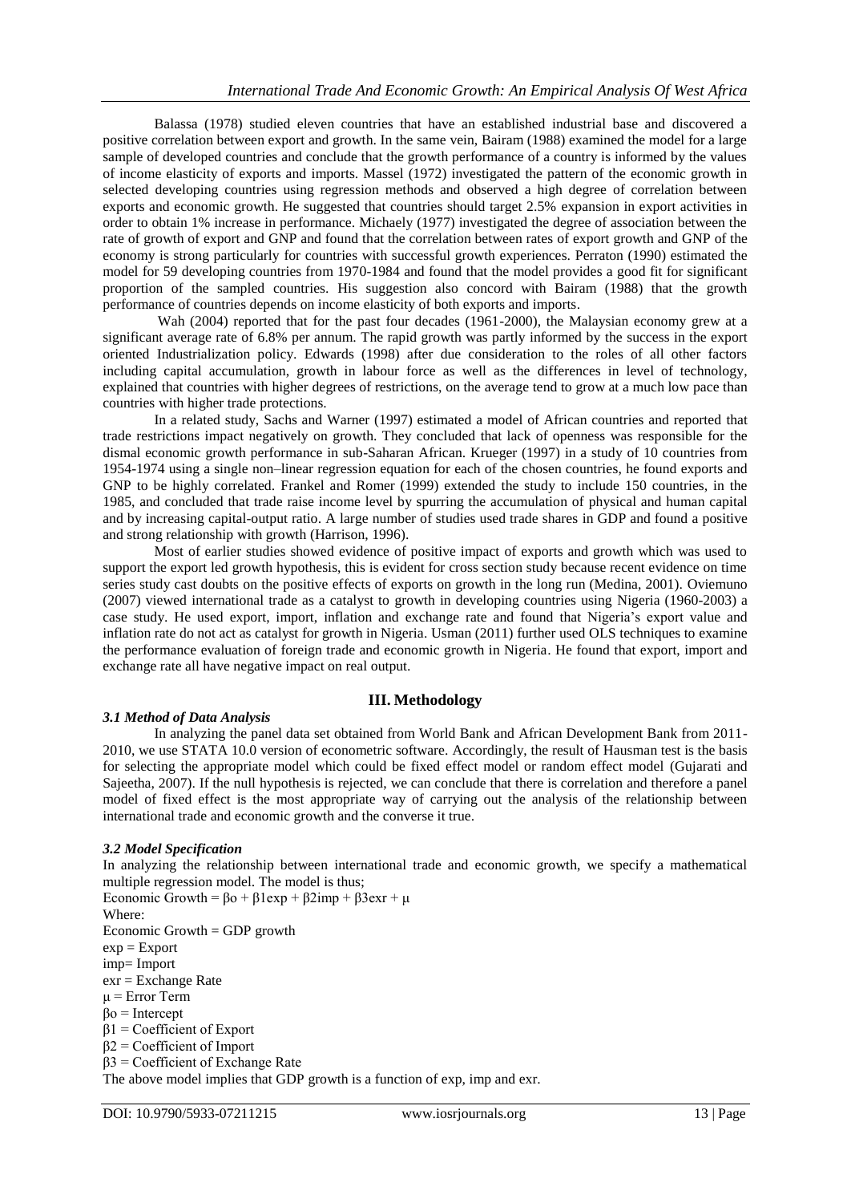Balassa (1978) studied eleven countries that have an established industrial base and discovered a positive correlation between export and growth. In the same vein, Bairam (1988) examined the model for a large sample of developed countries and conclude that the growth performance of a country is informed by the values of income elasticity of exports and imports. Massel (1972) investigated the pattern of the economic growth in selected developing countries using regression methods and observed a high degree of correlation between exports and economic growth. He suggested that countries should target 2.5% expansion in export activities in order to obtain 1% increase in performance. Michaely (1977) investigated the degree of association between the rate of growth of export and GNP and found that the correlation between rates of export growth and GNP of the economy is strong particularly for countries with successful growth experiences. Perraton (1990) estimated the model for 59 developing countries from 1970-1984 and found that the model provides a good fit for significant proportion of the sampled countries. His suggestion also concord with Bairam (1988) that the growth performance of countries depends on income elasticity of both exports and imports.

Wah (2004) reported that for the past four decades (1961-2000), the Malaysian economy grew at a significant average rate of 6.8% per annum. The rapid growth was partly informed by the success in the export oriented Industrialization policy. Edwards (1998) after due consideration to the roles of all other factors including capital accumulation, growth in labour force as well as the differences in level of technology, explained that countries with higher degrees of restrictions, on the average tend to grow at a much low pace than countries with higher trade protections.

In a related study, Sachs and Warner (1997) estimated a model of African countries and reported that trade restrictions impact negatively on growth. They concluded that lack of openness was responsible for the dismal economic growth performance in sub-Saharan African. Krueger (1997) in a study of 10 countries from 1954-1974 using a single non–linear regression equation for each of the chosen countries, he found exports and GNP to be highly correlated. Frankel and Romer (1999) extended the study to include 150 countries, in the 1985, and concluded that trade raise income level by spurring the accumulation of physical and human capital and by increasing capital-output ratio. A large number of studies used trade shares in GDP and found a positive and strong relationship with growth (Harrison, 1996).

Most of earlier studies showed evidence of positive impact of exports and growth which was used to support the export led growth hypothesis, this is evident for cross section study because recent evidence on time series study cast doubts on the positive effects of exports on growth in the long run (Medina, 2001). Oviemuno (2007) viewed international trade as a catalyst to growth in developing countries using Nigeria (1960-2003) a case study. He used export, import, inflation and exchange rate and found that Nigeria's export value and inflation rate do not act as catalyst for growth in Nigeria. Usman (2011) further used OLS techniques to examine the performance evaluation of foreign trade and economic growth in Nigeria. He found that export, import and exchange rate all have negative impact on real output.

## III. Methodology

### *3.1 Method of Data Analysis*

In analyzing the panel data set obtained from World Bank and African Development Bank from 2011-2010, we use STATA 10.0 version of econometric software. Accordingly, the result of Hausman test is the basis for selecting the appropriate model which could be fixed effect model or random effect model (Gujarati and Sajeetha, 2007). If the null hypothesis is rejected, we can conclude that there is correlation and therefore a panel model of fixed effect is the most appropriate way of carrying out the analysis of the relationship between international trade and economic growth and the converse it true.

### *3.2 Model Specification*

In analyzing the relationship between international trade and economic growth, we specify a mathematical multiple regression model. The model is thus;

$$\text{Economic Growth} = \beta_o + \beta_1 exp + \beta_2 imp + \beta_3 exr + \mu$$

Where:

Economic Growth = GDP growth

exp = Export

imp= Import

exr = Exchange Rate

$\mu$ = Error Term

$\beta_o$ = Intercept

$\beta_1$ = Coefficient of Export

$\beta_2$ = Coefficient of Import

$\beta_3$ = Coefficient of Exchange Rate

The above model implies that GDP growth is a function of exp, imp and exr.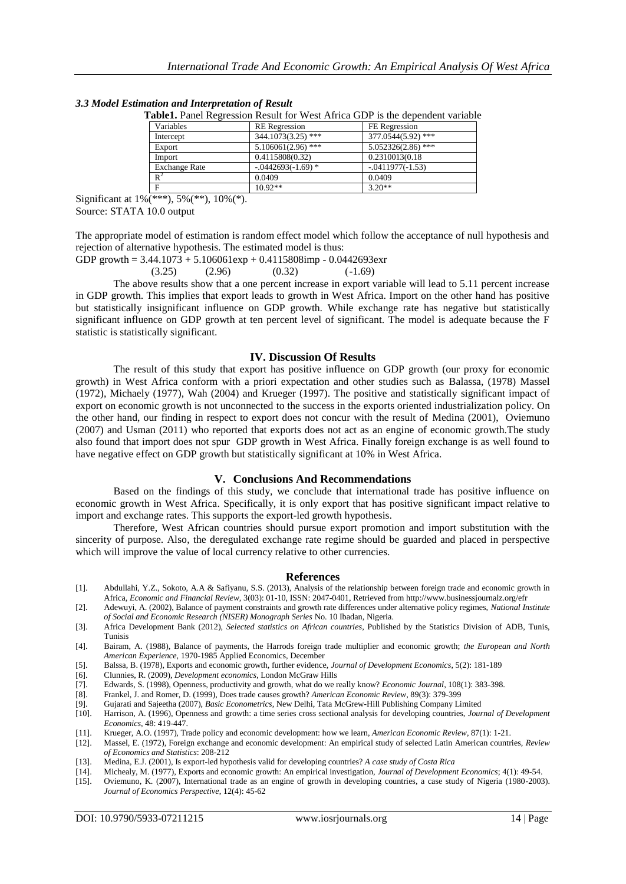### *3.3 Model Estimation and Interpretation of Result*

**Table1.** Panel Regression Result for West Africa GDP is the dependent variable

| Variables | RE Regression | FE Regression |
|---|---|---|
| Intercept | 344.1073(3.25) *** | 377.0544(5.92) *** |
| Export | 5.106061(2.96) *** | 5.052326(2.86) *** |
| Import | 0.4115808(0.32) | 0.2310013(0.18 |
| Exchange Rate | -.0442693(-1.69) * | -.0411977(-1.53) |
| $R^2$ | 0.0409 | 0.0409 |
| F | 10.92** | 3.20** |

Significant at 1%(***), 5%(**), 10%(*).
Source: STATA 10.0 output

The appropriate model of estimation is random effect model which follow the acceptance of null hypothesis and rejection of alternative hypothesis. The estimated model is thus:

GDP growth = 3.44.1073 + 5.106061exp + 0.4115808imp - 0.0442693exr
(3.25) (2.96) (0.32) (-1.69)

The above results show that a one percent increase in export variable will lead to 5.11 percent increase in GDP growth. This implies that export leads to growth in West Africa. Import on the other hand has positive but statistically insignificant influence on GDP growth. While exchange rate has negative but statistically significant influence on GDP growth at ten percent level of significant. The model is adequate because the F statistic is statistically significant.

## IV. Discussion Of Results

The result of this study that export has positive influence on GDP growth (our proxy for economic growth) in West Africa conform with a priori expectation and other studies such as Balassa, (1978) Massel (1972), Michaely (1977), Wah (2004) and Krueger (1997). The positive and statistically significant impact of export on economic growth is not unconnected to the success in the exports oriented industrialization policy. On the other hand, our finding in respect to export does not concur with the result of Medina (2001), Oviemuno (2007) and Usman (2011) who reported that exports does not act as an engine of economic growth.The study also found that import does not spur GDP growth in West Africa. Finally foreign exchange is as well found to have negative effect on GDP growth but statistically significant at 10% in West Africa.

## V. Conclusions And Recommendations

Based on the findings of this study, we conclude that international trade has positive influence on economic growth in West Africa. Specifically, it is only export that has positive significant impact relative to import and exchange rates. This supports the export-led growth hypothesis.

Therefore, West African countries should pursue export promotion and import substitution with the sincerity of purpose. Also, the deregulated exchange rate regime should be guarded and placed in perspective which will improve the value of local currency relative to other currencies.

## References

[1]. Abdullahi, Y.Z., Sokoto, A.A & Safiyanu, S.S. (2013), Analysis of the relationship between foreign trade and economic growth in Africa, *Economic and Financial Review*, 3(03): 01-10, ISSN: 2047-0401, Retrieved from http://www.businessjournalz.org/efr

[2]. Adewuyi, A. (2002), Balance of payment constraints and growth rate differences under alternative policy regimes, *National Institute of Social and Economic Research (NISER) Monograph Series* No. 10 Ibadan, Nigeria.

[3]. Africa Development Bank (2012), *Selected statistics on African countries*, Published by the Statistics Division of ADB, Tunis, Tunisis

[4]. Bairam, A. (1988), Balance of payments, the Harrods foreign trade multiplier and economic growth; *the European and North American Experience*, 1970-1985 Applied Economics, December

[5]. Balssa, B. (1978), Exports and economic growth, further evidence, *Journal of Development Economics*, 5(2): 181-189

[6]. Clunnies, R. (2009), *Development economics*, London McGraw Hills

[7]. Edwards, S. (1998), Openness, productivity and growth, what do we really know? *Economic Journal*, 108(1): 383-398.

[8]. Frankel, J. and Romer, D. (1999), Does trade causes growth? *American Economic Review*, 89(3): 379-399

[9]. Gujarati and Sajeetha (2007), *Basic Econometrics*, New Delhi, Tata McGrew-Hill Publishing Company Limited

[10]. Harrison, A. (1996), Openness and growth: a time series cross sectional analysis for developing countries, *Journal of Development Economics*, 48: 419-447.

[11]. Krueger, A.O. (1997), Trade policy and economic development: how we learn, *American Economic Review*, 87(1): 1-21.

[12]. Massel, E. (1972), Foreign exchange and economic development: An empirical study of selected Latin American countries, *Review of Economics and Statistics*: 208-212

[13]. Medina, E.J. (2001), Is export-led hypothesis valid for developing countries? *A case study of Costa Rica*

[14]. Michealy, M. (1977), Exports and economic growth: An empirical investigation, *Journal of Development Economics*; 4(1): 49-54.

[15]. Oviemuno, K. (2007), International trade as an engine of growth in developing countries, a case study of Nigeria (1980-2003). *Journal of Economics Perspective*, 12(4): 45-62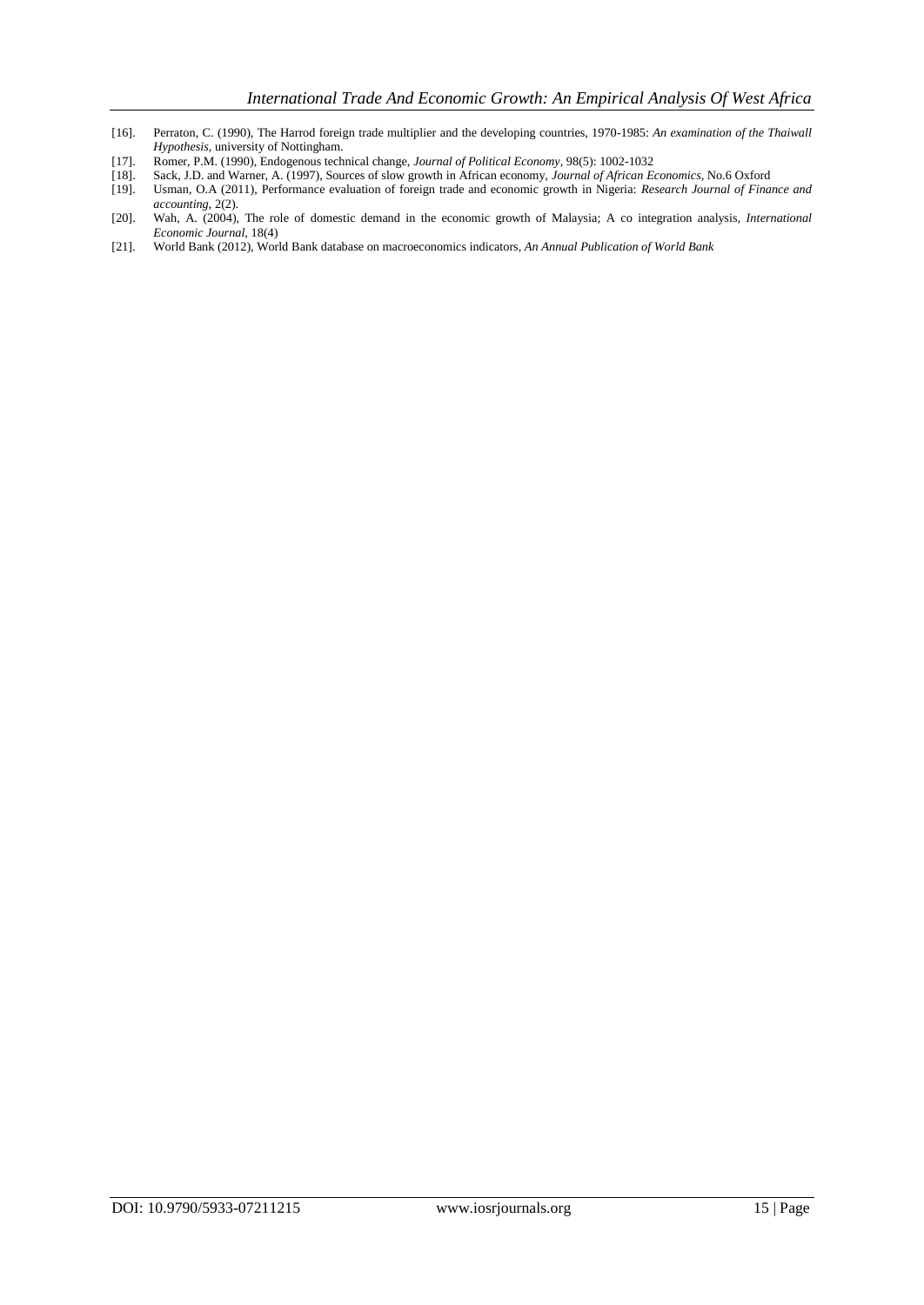[16]. Perraton, C. (1990), The Harrod foreign trade multiplier and the developing countries, 1970-1985: *An examination of the Thaiwall Hypothesis*, university of Nottingham.

[17]. Romer, P.M. (1990), Endogenous technical change, *Journal of Political Economy*, 98(5): 1002-1032

[18]. Sack, J.D. and Warner, A. (1997), Sources of slow growth in African economy, *Journal of African Economics*, No.6 Oxford

[19]. Usman, O.A (2011), Performance evaluation of foreign trade and economic growth in Nigeria: *Research Journal of Finance and accounting*, 2(2).

[20]. Wah, A. (2004), The role of domestic demand in the economic growth of Malaysia; A co integration analysis, *International Economic Journal*, 18(4)

[21]. World Bank (2012), World Bank database on macroeconomics indicators, *An Annual Publication of World Bank*